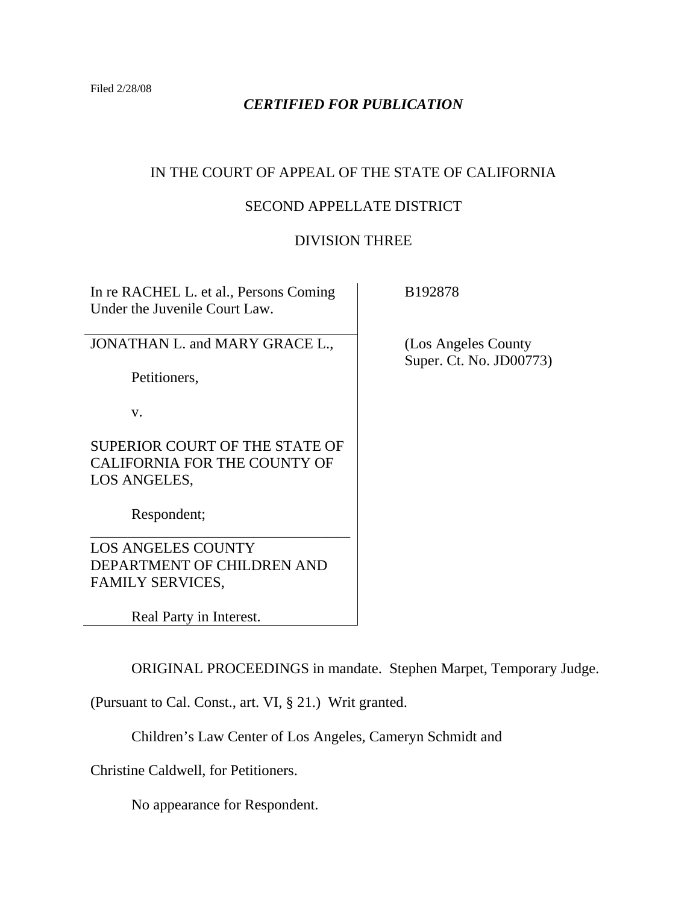Filed 2/28/08

***CERTIFIED FOR PUBLICATION***

IN THE COURT OF APPEAL OF THE STATE OF CALIFORNIA

SECOND APPELLATE DISTRICT

DIVISION THREE

| | |
|---|---|
| In re RACHEL L. et al., Persons Coming Under the Juvenile Court Law. | B192878 |
| JONATHAN L. and MARY GRACE L., <br><br> Petitioners, <br><br> v. <br><br> SUPERIOR COURT OF THE STATE OF CALIFORNIA FOR THE COUNTY OF LOS ANGELES, <br><br> Respondent; | (Los Angeles County Super. Ct. No. JD00773) |
| LOS ANGELES COUNTY DEPARTMENT OF CHILDREN AND FAMILY SERVICES, <br><br> Real Party in Interest. | |

ORIGINAL PROCEEDINGS in mandate. Stephen Marpet, Temporary Judge. (Pursuant to Cal. Const., art. VI, § 21.) Writ granted.

Children's Law Center of Los Angeles, Cameryn Schmidt and Christine Caldwell, for Petitioners.

No appearance for Respondent.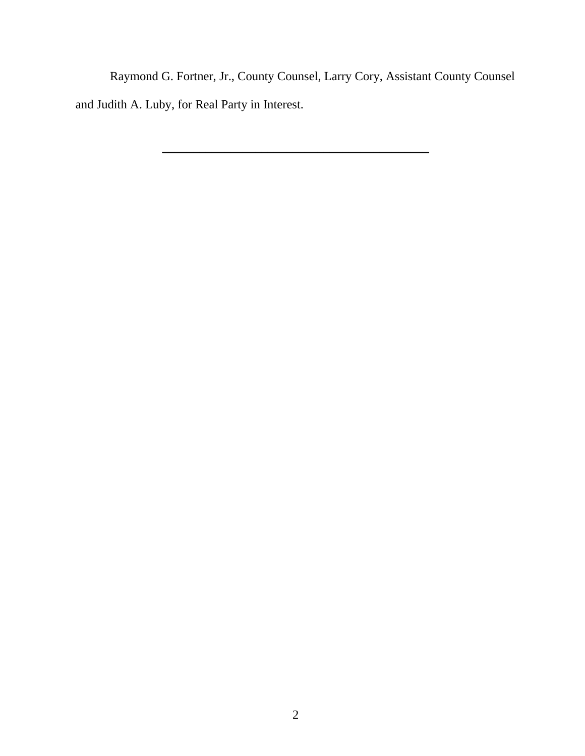Raymond G. Fortner, Jr., County Counsel, Larry Cory, Assistant County Counsel and Judith A. Luby, for Real Party in Interest.

---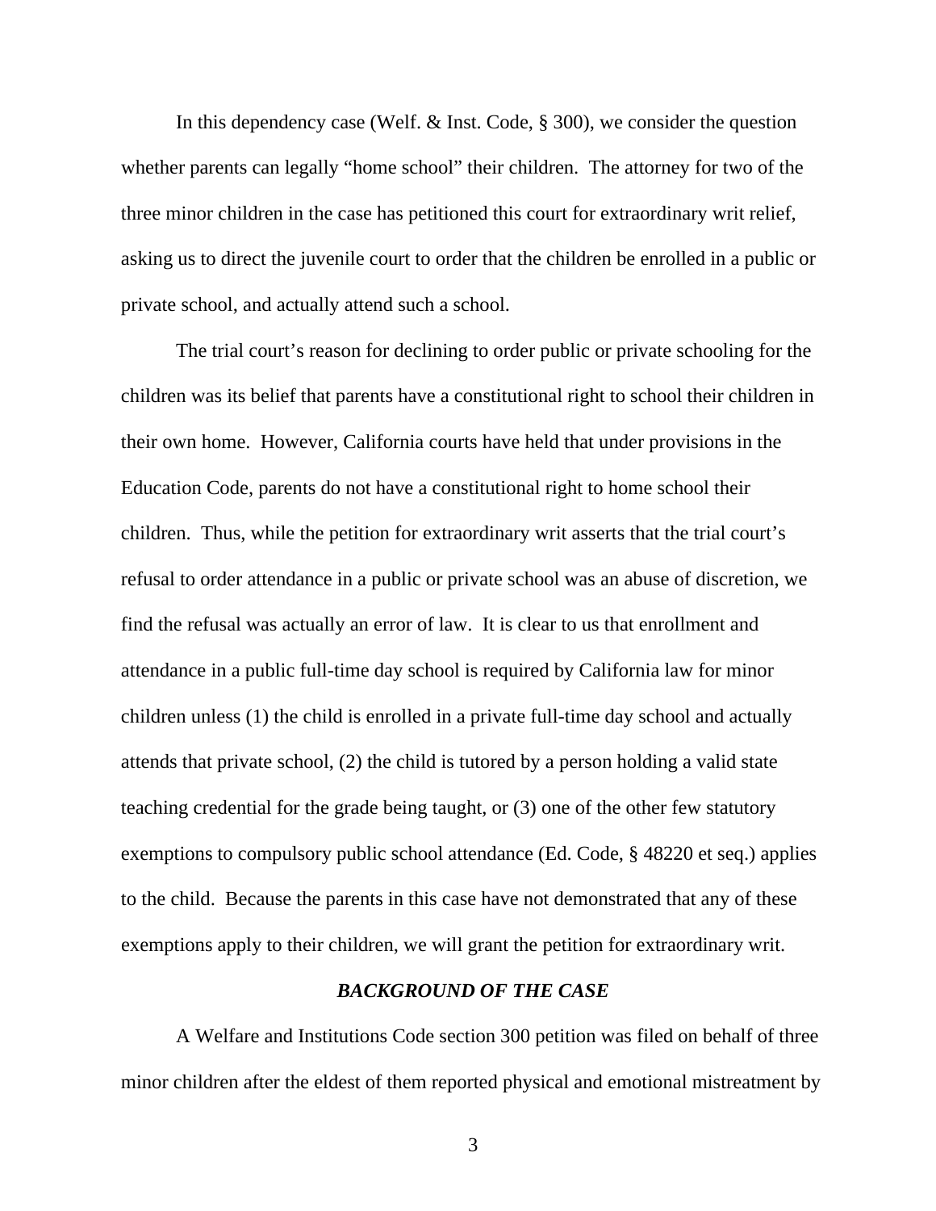In this dependency case (Welf. & Inst. Code, § 300), we consider the question whether parents can legally "home school" their children. The attorney for two of the three minor children in the case has petitioned this court for extraordinary writ relief, asking us to direct the juvenile court to order that the children be enrolled in a public or private school, and actually attend such a school.

The trial court's reason for declining to order public or private schooling for the children was its belief that parents have a constitutional right to school their children in their own home. However, California courts have held that under provisions in the Education Code, parents do not have a constitutional right to home school their children. Thus, while the petition for extraordinary writ asserts that the trial court's refusal to order attendance in a public or private school was an abuse of discretion, we find the refusal was actually an error of law. It is clear to us that enrollment and attendance in a public full-time day school is required by California law for minor children unless (1) the child is enrolled in a private full-time day school and actually attends that private school, (2) the child is tutored by a person holding a valid state teaching credential for the grade being taught, or (3) one of the other few statutory exemptions to compulsory public school attendance (Ed. Code, § 48220 et seq.) applies to the child. Because the parents in this case have not demonstrated that any of these exemptions apply to their children, we will grant the petition for extraordinary writ.

## *BACKGROUND OF THE CASE*

A Welfare and Institutions Code section 300 petition was filed on behalf of three minor children after the eldest of them reported physical and emotional mistreatment by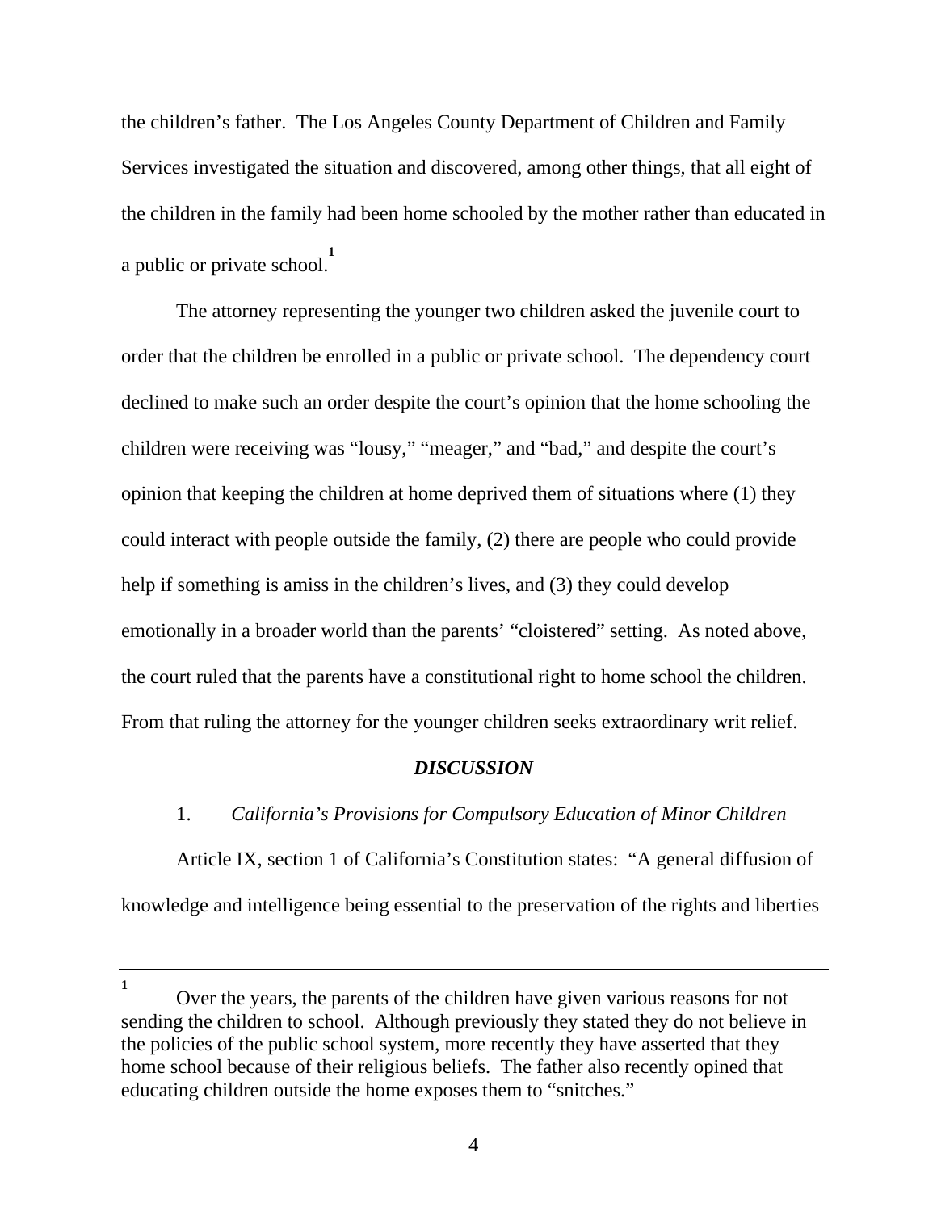the children's father. The Los Angeles County Department of Children and Family Services investigated the situation and discovered, among other things, that all eight of the children in the family had been home schooled by the mother rather than educated in a public or private school.[1]

The attorney representing the younger two children asked the juvenile court to order that the children be enrolled in a public or private school. The dependency court declined to make such an order despite the court's opinion that the home schooling the children were receiving was "lousy," "meager," and "bad," and despite the court's opinion that keeping the children at home deprived them of situations where (1) they could interact with people outside the family, (2) there are people who could provide help if something is amiss in the children's lives, and (3) they could develop emotionally in a broader world than the parents' "cloistered" setting. As noted above, the court ruled that the parents have a constitutional right to home school the children. From that ruling the attorney for the younger children seeks extraordinary writ relief.

## *DISCUSSION*

### 1. *California's Provisions for Compulsory Education of Minor Children*

Article IX, section 1 of California's Constitution states: "A general diffusion of knowledge and intelligence being essential to the preservation of the rights and liberties

---

[1] Over the years, the parents of the children have given various reasons for not sending the children to school. Although previously they stated they do not believe in the policies of the public school system, more recently they have asserted that they home school because of their religious beliefs. The father also recently opined that educating children outside the home exposes them to "snitches."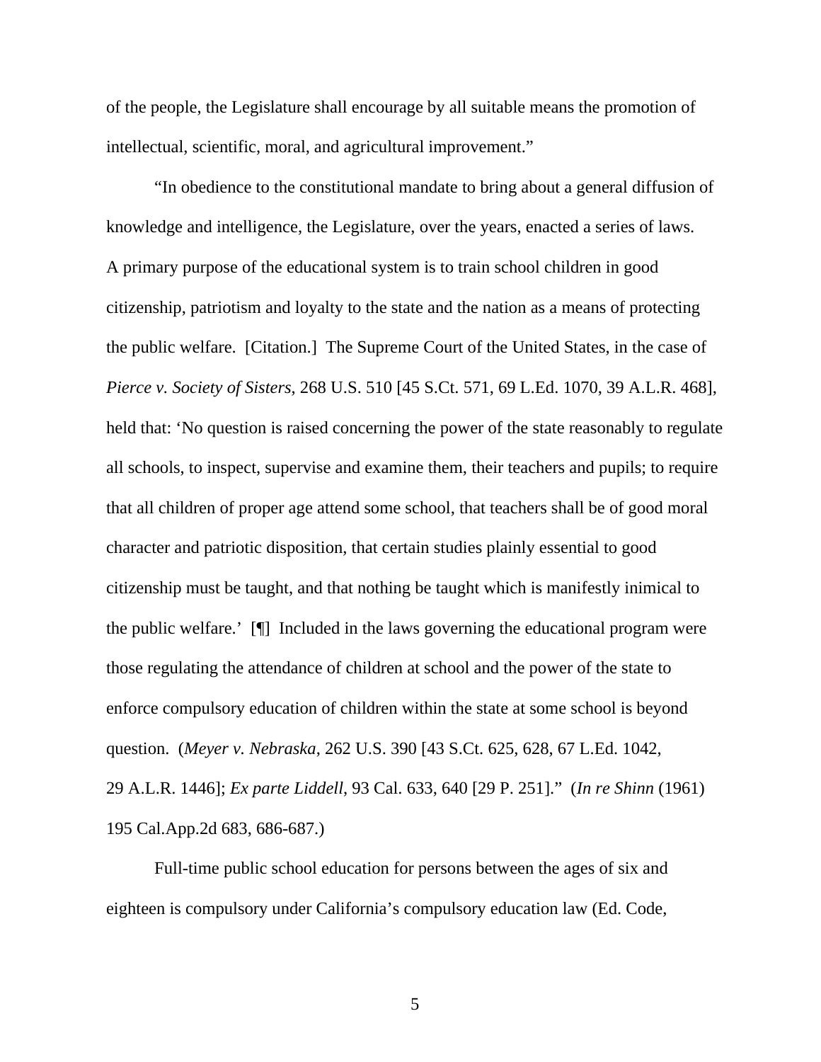of the people, the Legislature shall encourage by all suitable means the promotion of intellectual, scientific, moral, and agricultural improvement."

"In obedience to the constitutional mandate to bring about a general diffusion of knowledge and intelligence, the Legislature, over the years, enacted a series of laws. A primary purpose of the educational system is to train school children in good citizenship, patriotism and loyalty to the state and the nation as a means of protecting the public welfare. [Citation.] The Supreme Court of the United States, in the case of *Pierce v. Society of Sisters*, 268 U.S. 510 [45 S.Ct. 571, 69 L.Ed. 1070, 39 A.L.R. 468], held that: 'No question is raised concerning the power of the state reasonably to regulate all schools, to inspect, supervise and examine them, their teachers and pupils; to require that all children of proper age attend some school, that teachers shall be of good moral character and patriotic disposition, that certain studies plainly essential to good citizenship must be taught, and that nothing be taught which is manifestly inimical to the public welfare.' [¶] Included in the laws governing the educational program were those regulating the attendance of children at school and the power of the state to enforce compulsory education of children within the state at some school is beyond question. (*Meyer v. Nebraska*, 262 U.S. 390 [43 S.Ct. 625, 628, 67 L.Ed. 1042, 29 A.L.R. 1446]; *Ex parte Liddell*, 93 Cal. 633, 640 [29 P. 251]." (*In re Shinn* (1961) 195 Cal.App.2d 683, 686-687.)

Full-time public school education for persons between the ages of six and eighteen is compulsory under California's compulsory education law (Ed. Code,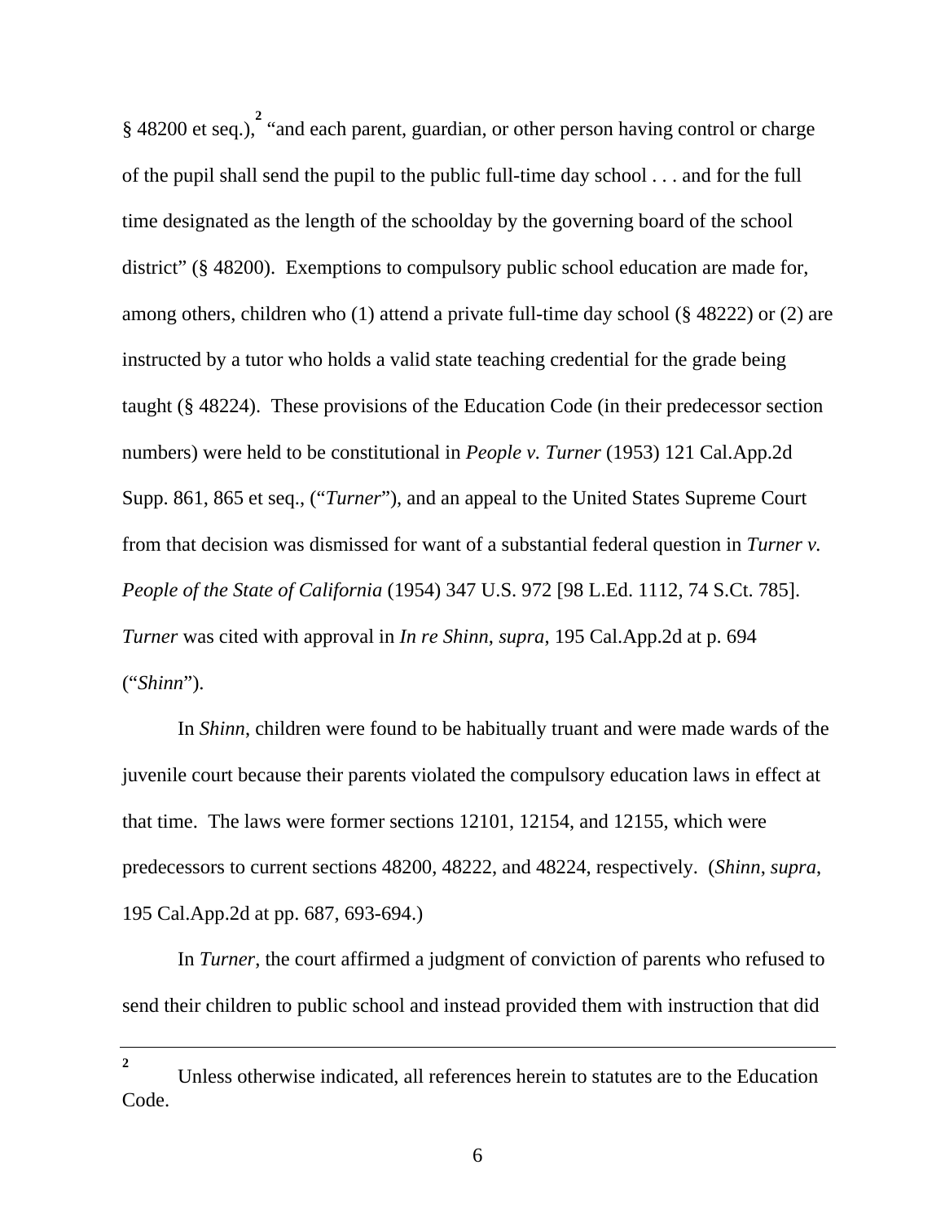§ 48200 et seq.),[2] "and each parent, guardian, or other person having control or charge of the pupil shall send the pupil to the public full-time day school . . . and for the full time designated as the length of the schoolday by the governing board of the school district" (§ 48200). Exemptions to compulsory public school education are made for, among others, children who (1) attend a private full-time day school (§ 48222) or (2) are instructed by a tutor who holds a valid state teaching credential for the grade being taught (§ 48224). These provisions of the Education Code (in their predecessor section numbers) were held to be constitutional in *People v. Turner* (1953) 121 Cal.App.2d Supp. 861, 865 et seq., ("*Turner*"), and an appeal to the United States Supreme Court from that decision was dismissed for want of a substantial federal question in *Turner v. People of the State of California* (1954) 347 U.S. 972 [98 L.Ed. 1112, 74 S.Ct. 785]. *Turner* was cited with approval in *In re Shinn*, *supra*, 195 Cal.App.2d at p. 694 ("*Shinn*").

In *Shinn*, children were found to be habitually truant and were made wards of the juvenile court because their parents violated the compulsory education laws in effect at that time. The laws were former sections 12101, 12154, and 12155, which were predecessors to current sections 48200, 48222, and 48224, respectively. (*Shinn*, *supra*, 195 Cal.App.2d at pp. 687, 693-694.)

In *Turner*, the court affirmed a judgment of conviction of parents who refused to send their children to public school and instead provided them with instruction that did

---

[2] Unless otherwise indicated, all references herein to statutes are to the Education Code.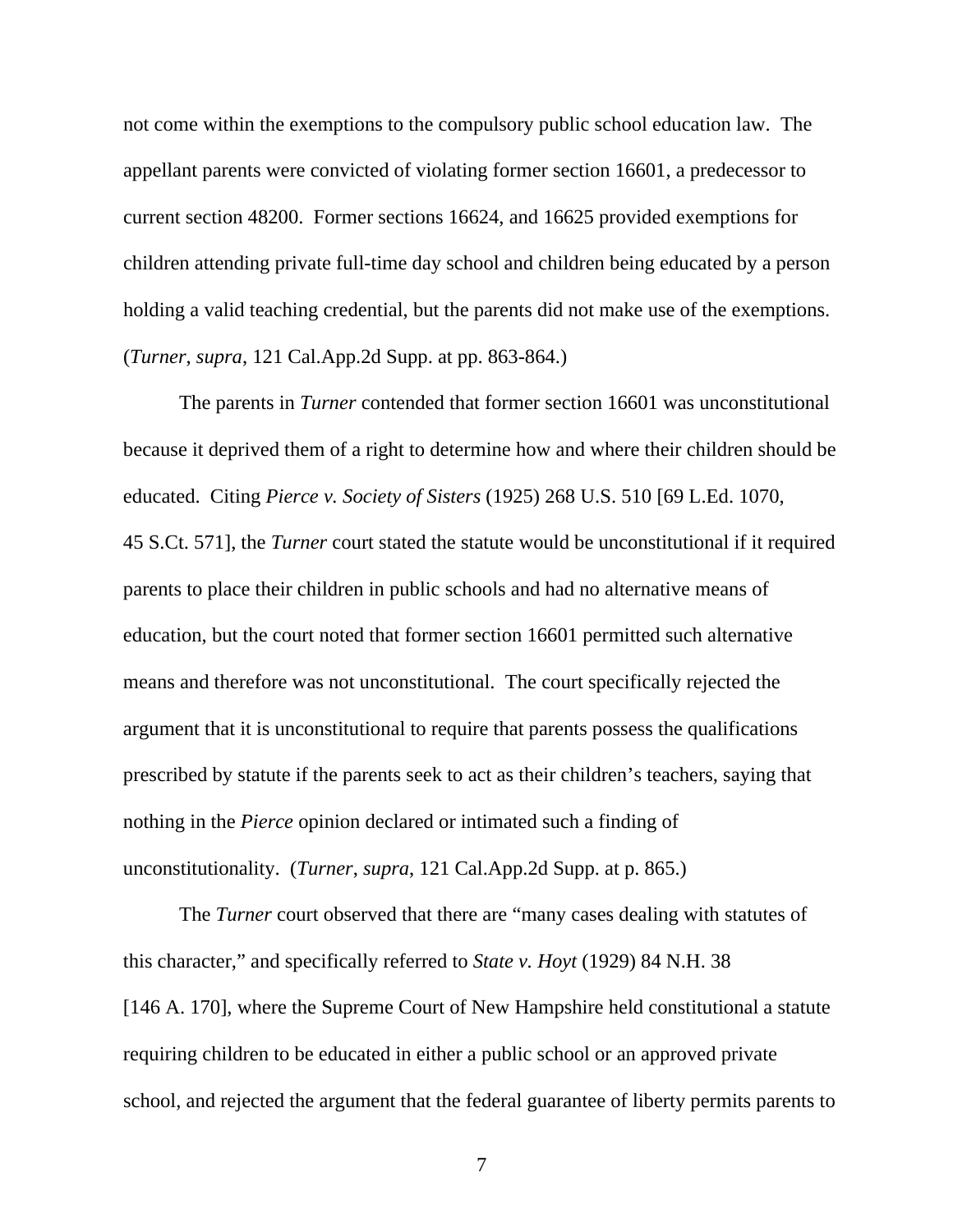not come within the exemptions to the compulsory public school education law. The appellant parents were convicted of violating former section 16601, a predecessor to current section 48200. Former sections 16624, and 16625 provided exemptions for children attending private full-time day school and children being educated by a person holding a valid teaching credential, but the parents did not make use of the exemptions. (*Turner*, *supra*, 121 Cal.App.2d Supp. at pp. 863-864.)

The parents in *Turner* contended that former section 16601 was unconstitutional because it deprived them of a right to determine how and where their children should be educated. Citing *Pierce v. Society of Sisters* (1925) 268 U.S. 510 [69 L.Ed. 1070, 45 S.Ct. 571], the *Turner* court stated the statute would be unconstitutional if it required parents to place their children in public schools and had no alternative means of education, but the court noted that former section 16601 permitted such alternative means and therefore was not unconstitutional. The court specifically rejected the argument that it is unconstitutional to require that parents possess the qualifications prescribed by statute if the parents seek to act as their children's teachers, saying that nothing in the *Pierce* opinion declared or intimated such a finding of unconstitutionality. (*Turner*, *supra*, 121 Cal.App.2d Supp. at p. 865.)

The *Turner* court observed that there are "many cases dealing with statutes of this character," and specifically referred to *State v. Hoyt* (1929) 84 N.H. 38 [146 A. 170], where the Supreme Court of New Hampshire held constitutional a statute requiring children to be educated in either a public school or an approved private school, and rejected the argument that the federal guarantee of liberty permits parents to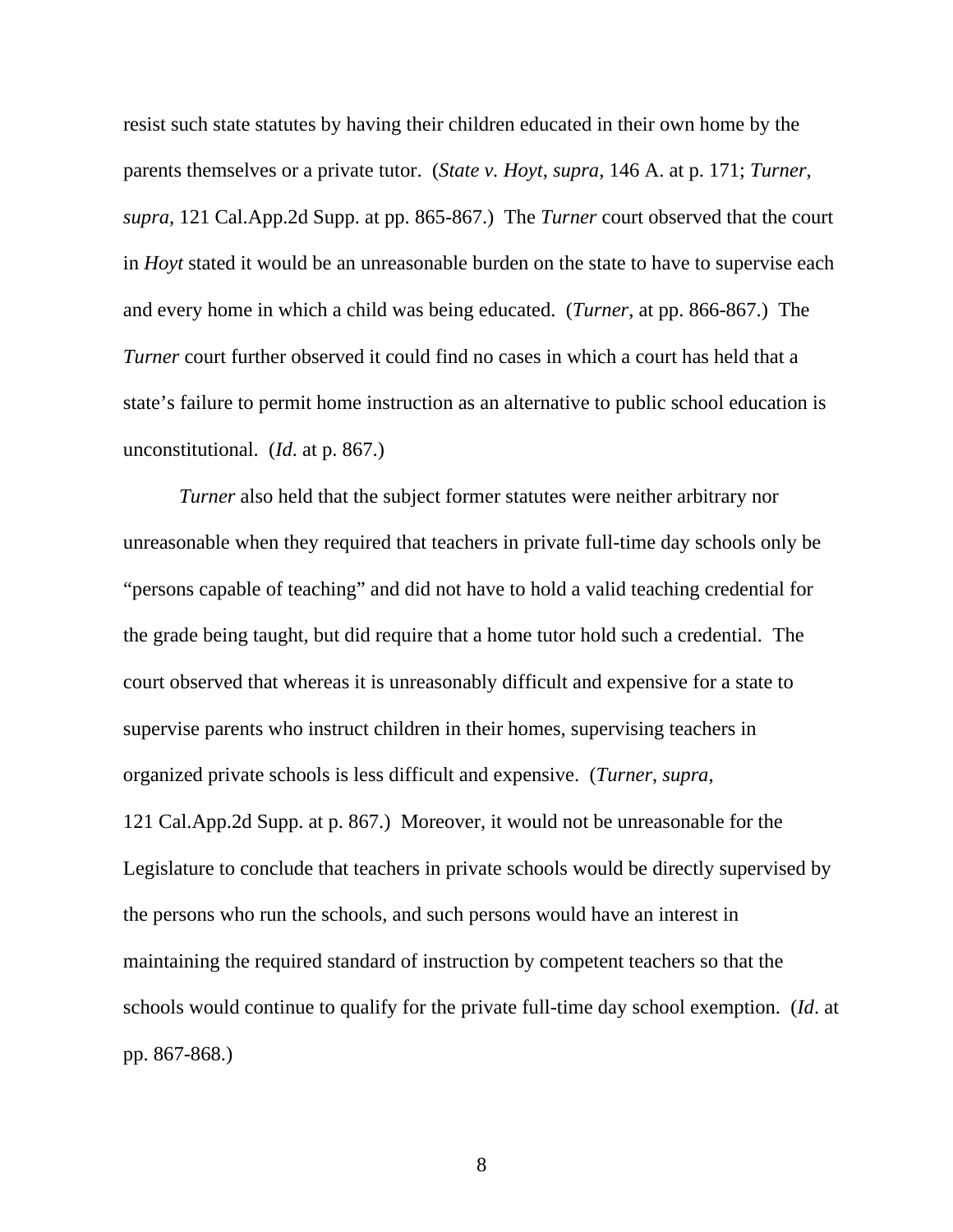resist such state statutes by having their children educated in their own home by the parents themselves or a private tutor. (*State v. Hoyt*, *supra*, 146 A. at p. 171; *Turner*, *supra*, 121 Cal.App.2d Supp. at pp. 865-867.) The *Turner* court observed that the court in *Hoyt* stated it would be an unreasonable burden on the state to have to supervise each and every home in which a child was being educated. (*Turner*, at pp. 866-867.) The *Turner* court further observed it could find no cases in which a court has held that a state's failure to permit home instruction as an alternative to public school education is unconstitutional. (*Id*. at p. 867.)

*Turner* also held that the subject former statutes were neither arbitrary nor unreasonable when they required that teachers in private full-time day schools only be "persons capable of teaching" and did not have to hold a valid teaching credential for the grade being taught, but did require that a home tutor hold such a credential. The court observed that whereas it is unreasonably difficult and expensive for a state to supervise parents who instruct children in their homes, supervising teachers in organized private schools is less difficult and expensive. (*Turner*, *supra*, 121 Cal.App.2d Supp. at p. 867.) Moreover, it would not be unreasonable for the Legislature to conclude that teachers in private schools would be directly supervised by the persons who run the schools, and such persons would have an interest in maintaining the required standard of instruction by competent teachers so that the schools would continue to qualify for the private full-time day school exemption. (*Id*. at pp. 867-868.)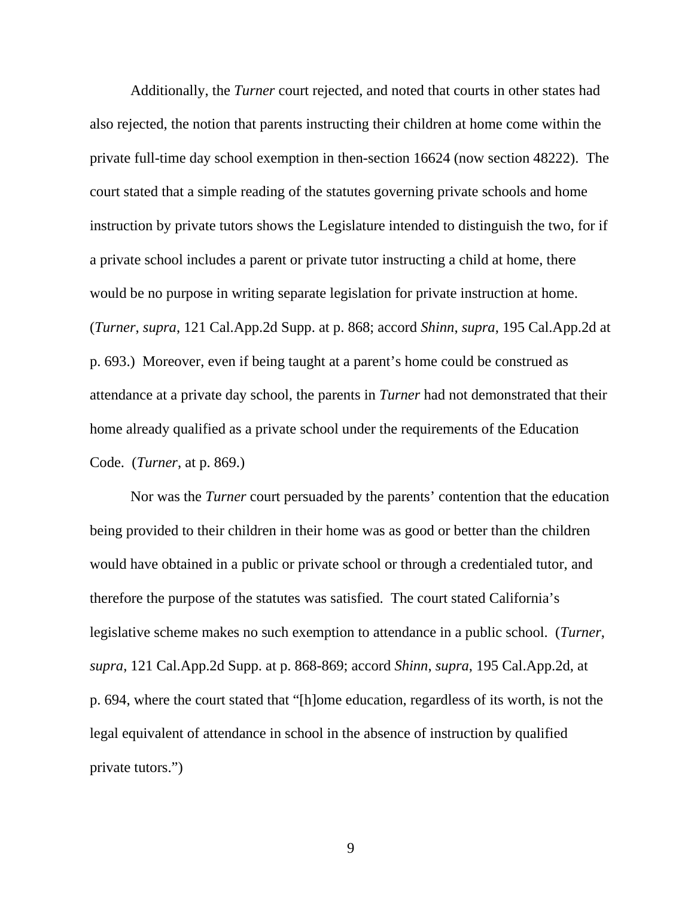Additionally, the *Turner* court rejected, and noted that courts in other states had also rejected, the notion that parents instructing their children at home come within the private full-time day school exemption in then-section 16624 (now section 48222). The court stated that a simple reading of the statutes governing private schools and home instruction by private tutors shows the Legislature intended to distinguish the two, for if a private school includes a parent or private tutor instructing a child at home, there would be no purpose in writing separate legislation for private instruction at home. (*Turner*, *supra*, 121 Cal.App.2d Supp. at p. 868; accord *Shinn*, *supra*, 195 Cal.App.2d at p. 693.) Moreover, even if being taught at a parent's home could be construed as attendance at a private day school, the parents in *Turner* had not demonstrated that their home already qualified as a private school under the requirements of the Education Code. (*Turner*, at p. 869.)

Nor was the *Turner* court persuaded by the parents' contention that the education being provided to their children in their home was as good or better than the children would have obtained in a public or private school or through a credentialed tutor, and therefore the purpose of the statutes was satisfied. The court stated California's legislative scheme makes no such exemption to attendance in a public school. (*Turner*, *supra*, 121 Cal.App.2d Supp. at p. 868-869; accord *Shinn*, *supra*, 195 Cal.App.2d, at p. 694, where the court stated that "[h]ome education, regardless of its worth, is not the legal equivalent of attendance in school in the absence of instruction by qualified private tutors.")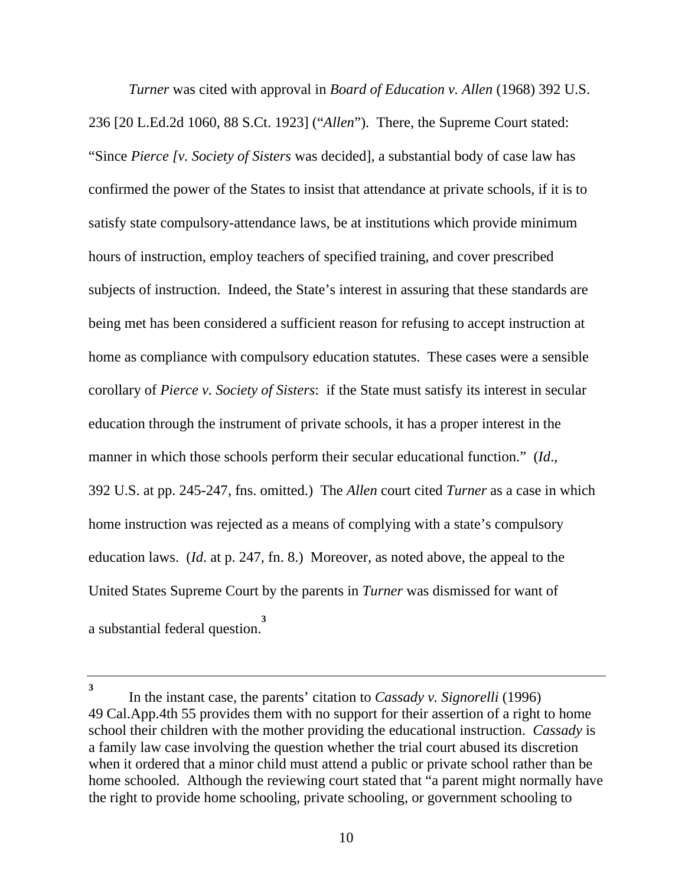*Turner* was cited with approval in *Board of Education v. Allen* (1968) 392 U.S. 236 [20 L.Ed.2d 1060, 88 S.Ct. 1923] ("*Allen*"). There, the Supreme Court stated: "Since *Pierce [v. Society of Sisters* was decided], a substantial body of case law has confirmed the power of the States to insist that attendance at private schools, if it is to satisfy state compulsory-attendance laws, be at institutions which provide minimum hours of instruction, employ teachers of specified training, and cover prescribed subjects of instruction. Indeed, the State's interest in assuring that these standards are being met has been considered a sufficient reason for refusing to accept instruction at home as compliance with compulsory education statutes. These cases were a sensible corollary of *Pierce v. Society of Sisters*: if the State must satisfy its interest in secular education through the instrument of private schools, it has a proper interest in the manner in which those schools perform their secular educational function." (*Id*., 392 U.S. at pp. 245-247, fns. omitted.) The *Allen* court cited *Turner* as a case in which home instruction was rejected as a means of complying with a state's compulsory education laws. (*Id*. at p. 247, fn. 8.) Moreover, as noted above, the appeal to the United States Supreme Court by the parents in *Turner* was dismissed for want of a substantial federal question.[3]

---

[3] In the instant case, the parents' citation to *Cassady v. Signorelli* (1996) 49 Cal.App.4th 55 provides them with no support for their assertion of a right to home school their children with the mother providing the educational instruction. *Cassady* is a family law case involving the question whether the trial court abused its discretion when it ordered that a minor child must attend a public or private school rather than be home schooled. Although the reviewing court stated that "a parent might normally have the right to provide home schooling, private schooling, or government schooling to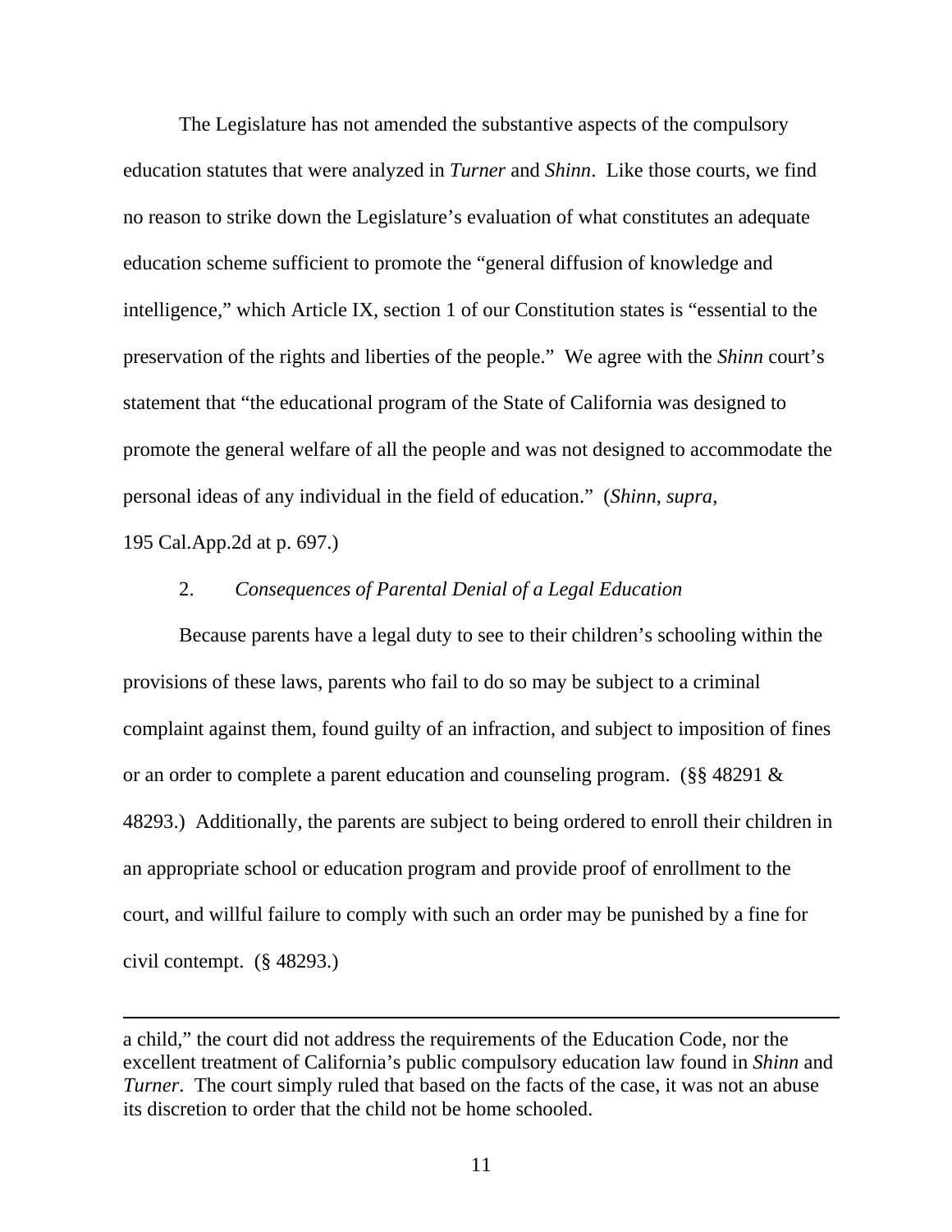The Legislature has not amended the substantive aspects of the compulsory education statutes that were analyzed in *Turner* and *Shinn*. Like those courts, we find no reason to strike down the Legislature's evaluation of what constitutes an adequate education scheme sufficient to promote the "general diffusion of knowledge and intelligence," which Article IX, section 1 of our Constitution states is "essential to the preservation of the rights and liberties of the people." We agree with the *Shinn* court's statement that "the educational program of the State of California was designed to promote the general welfare of all the people and was not designed to accommodate the personal ideas of any individual in the field of education." (*Shinn*, *supra*, 195 Cal.App.2d at p. 697.)

2. *Consequences of Parental Denial of a Legal Education*

Because parents have a legal duty to see to their children's schooling within the provisions of these laws, parents who fail to do so may be subject to a criminal complaint against them, found guilty of an infraction, and subject to imposition of fines or an order to complete a parent education and counseling program. (§§ 48291 & 48293.) Additionally, the parents are subject to being ordered to enroll their children in an appropriate school or education program and provide proof of enrollment to the court, and willful failure to comply with such an order may be punished by a fine for civil contempt. (§ 48293.)

---

a child," the court did not address the requirements of the Education Code, nor the excellent treatment of California's public compulsory education law found in *Shinn* and *Turner*. The court simply ruled that based on the facts of the case, it was not an abuse its discretion to order that the child not be home schooled.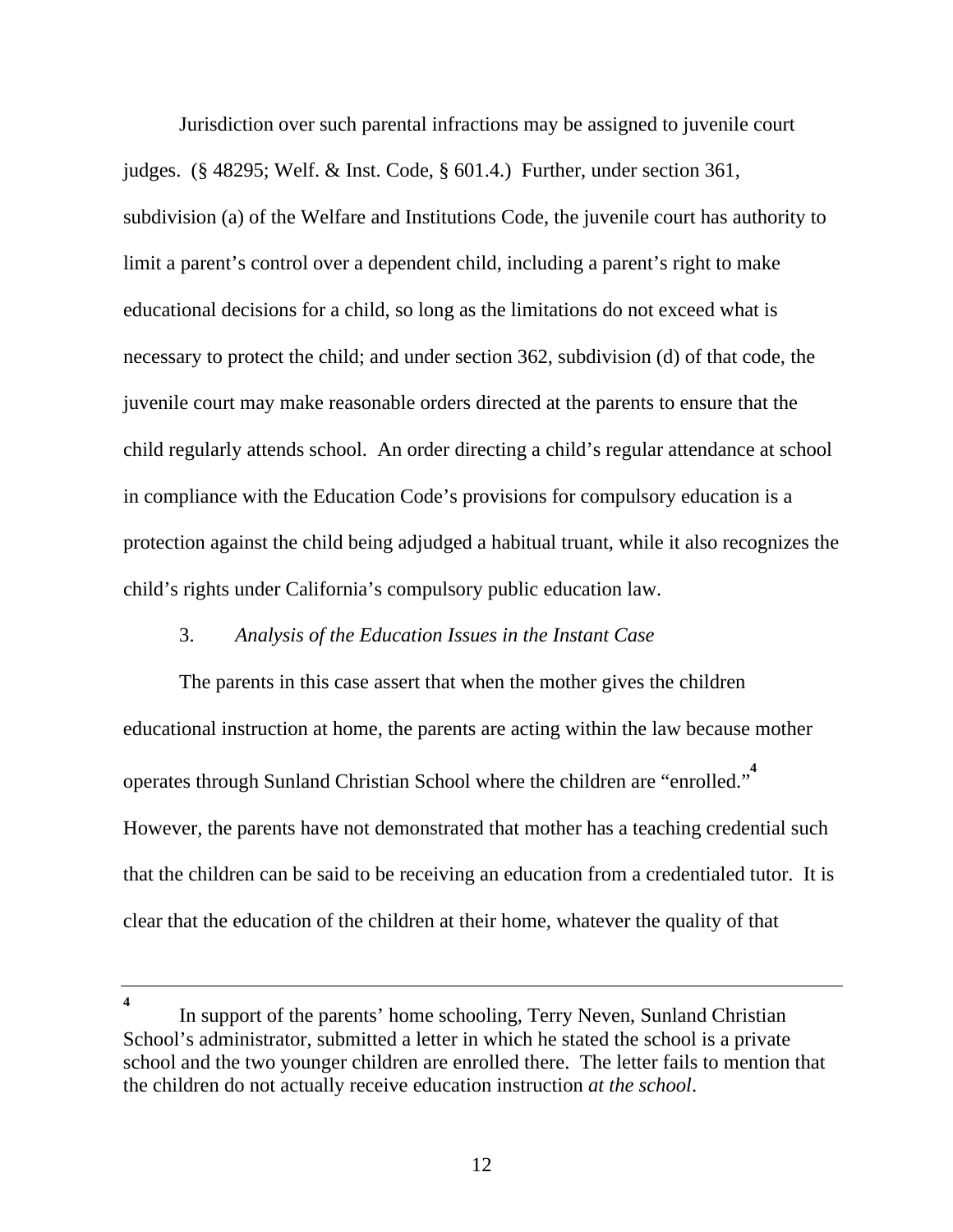Jurisdiction over such parental infractions may be assigned to juvenile court judges. (§ 48295; Welf. & Inst. Code, § 601.4.) Further, under section 361, subdivision (a) of the Welfare and Institutions Code, the juvenile court has authority to limit a parent's control over a dependent child, including a parent's right to make educational decisions for a child, so long as the limitations do not exceed what is necessary to protect the child; and under section 362, subdivision (d) of that code, the juvenile court may make reasonable orders directed at the parents to ensure that the child regularly attends school. An order directing a child's regular attendance at school in compliance with the Education Code's provisions for compulsory education is a protection against the child being adjudged a habitual truant, while it also recognizes the child's rights under California's compulsory public education law.

3. *Analysis of the Education Issues in the Instant Case*

The parents in this case assert that when the mother gives the children educational instruction at home, the parents are acting within the law because mother operates through Sunland Christian School where the children are "enrolled."[4] However, the parents have not demonstrated that mother has a teaching credential such that the children can be said to be receiving an education from a credentialed tutor. It is clear that the education of the children at their home, whatever the quality of that

---

[4] In support of the parents' home schooling, Terry Neven, Sunland Christian School's administrator, submitted a letter in which he stated the school is a private school and the two younger children are enrolled there. The letter fails to mention that the children do not actually receive education instruction *at the school*.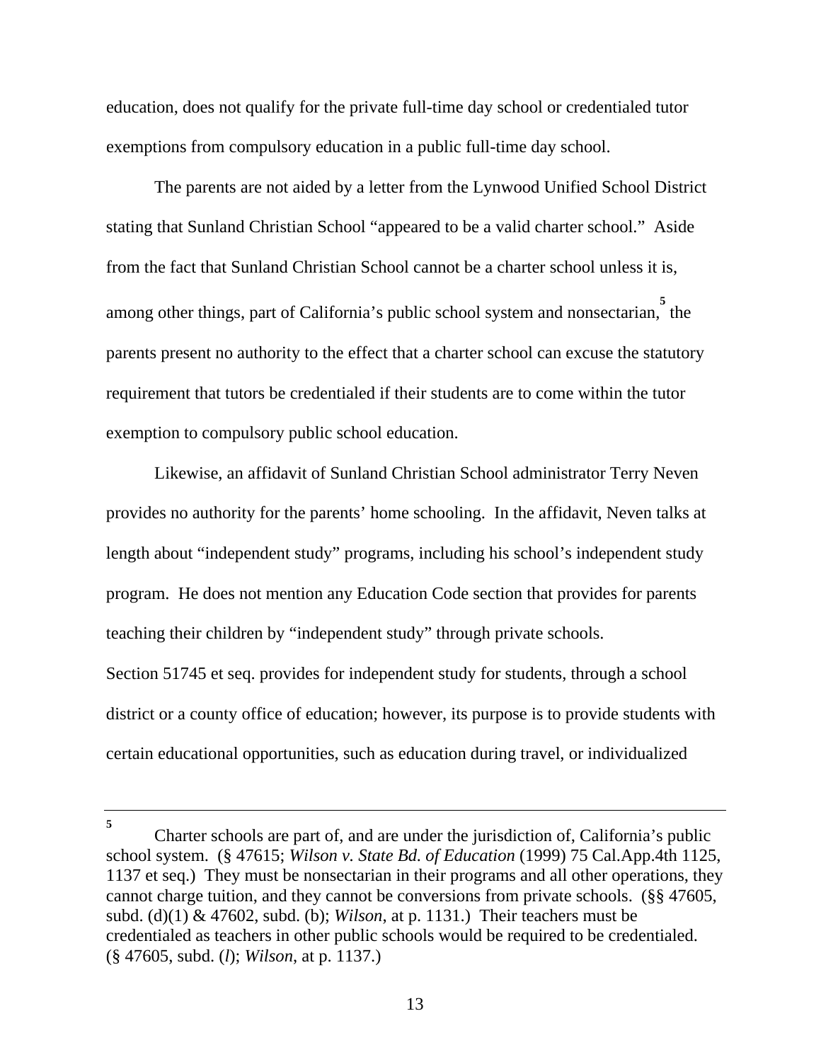education, does not qualify for the private full-time day school or credentialed tutor exemptions from compulsory education in a public full-time day school.

The parents are not aided by a letter from the Lynwood Unified School District stating that Sunland Christian School "appeared to be a valid charter school." Aside from the fact that Sunland Christian School cannot be a charter school unless it is, among other things, part of California's public school system and nonsectarian,[5] the parents present no authority to the effect that a charter school can excuse the statutory requirement that tutors be credentialed if their students are to come within the tutor exemption to compulsory public school education.

Likewise, an affidavit of Sunland Christian School administrator Terry Neven provides no authority for the parents' home schooling. In the affidavit, Neven talks at length about "independent study" programs, including his school's independent study program. He does not mention any Education Code section that provides for parents teaching their children by "independent study" through private schools.

Section 51745 et seq. provides for independent study for students, through a school district or a county office of education; however, its purpose is to provide students with certain educational opportunities, such as education during travel, or individualized

---

[5] Charter schools are part of, and are under the jurisdiction of, California's public school system. (§ 47615; *Wilson v. State Bd. of Education* (1999) 75 Cal.App.4th 1125, 1137 et seq.) They must be nonsectarian in their programs and all other operations, they cannot charge tuition, and they cannot be conversions from private schools. (§§ 47605, subd. (d)(1) & 47602, subd. (b); *Wilson*, at p. 1131.) Their teachers must be credentialed as teachers in other public schools would be required to be credentialed. (§ 47605, subd. (*l*); *Wilson*, at p. 1137.)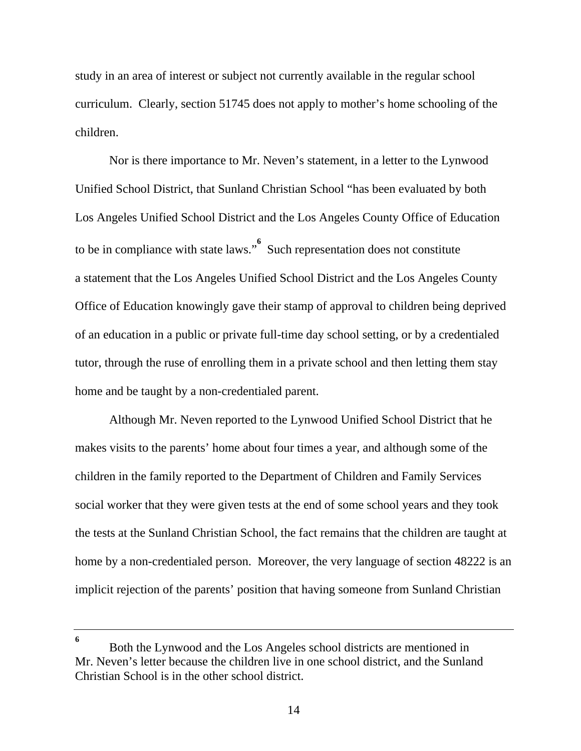study in an area of interest or subject not currently available in the regular school curriculum. Clearly, section 51745 does not apply to mother's home schooling of the children.

Nor is there importance to Mr. Neven's statement, in a letter to the Lynwood Unified School District, that Sunland Christian School "has been evaluated by both Los Angeles Unified School District and the Los Angeles County Office of Education to be in compliance with state laws."[6] Such representation does not constitute a statement that the Los Angeles Unified School District and the Los Angeles County Office of Education knowingly gave their stamp of approval to children being deprived of an education in a public or private full-time day school setting, or by a credentialed tutor, through the ruse of enrolling them in a private school and then letting them stay home and be taught by a non-credentialed parent.

Although Mr. Neven reported to the Lynwood Unified School District that he makes visits to the parents' home about four times a year, and although some of the children in the family reported to the Department of Children and Family Services social worker that they were given tests at the end of some school years and they took the tests at the Sunland Christian School, the fact remains that the children are taught at home by a non-credentialed person. Moreover, the very language of section 48222 is an implicit rejection of the parents' position that having someone from Sunland Christian

---

[6] Both the Lynwood and the Los Angeles school districts are mentioned in Mr. Neven's letter because the children live in one school district, and the Sunland Christian School is in the other school district.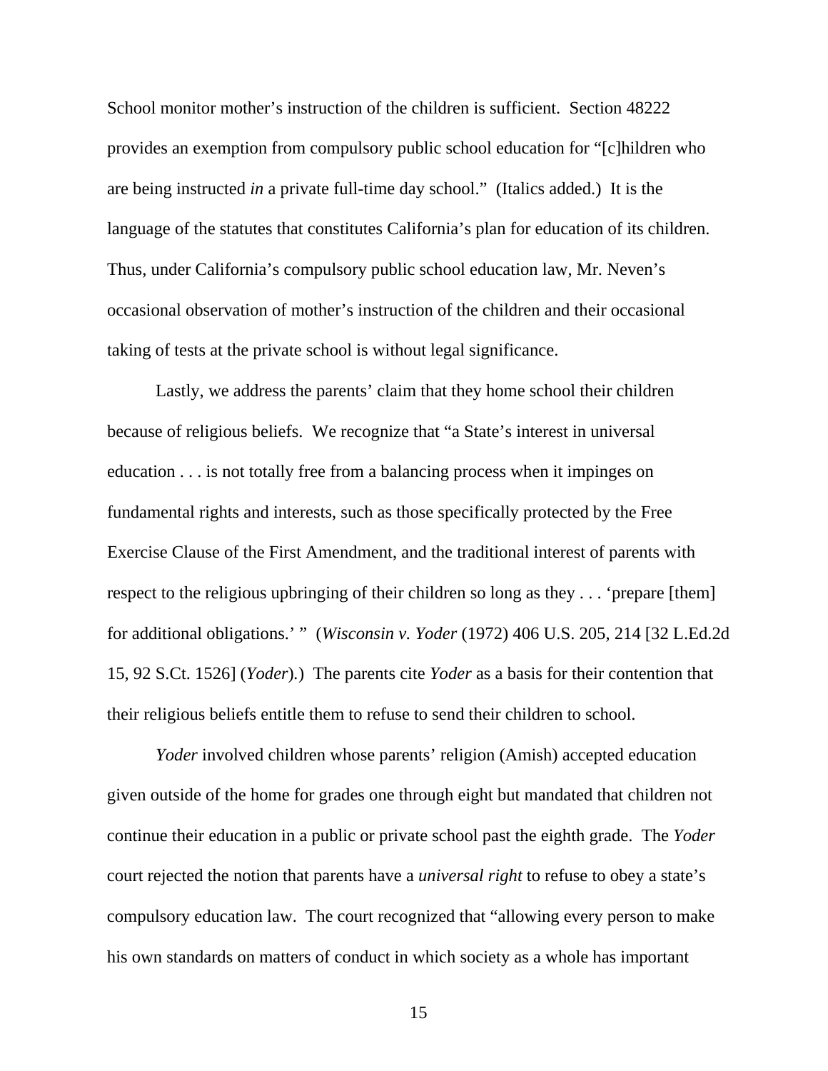School monitor mother's instruction of the children is sufficient.  Section 48222 provides an exemption from compulsory public school education for "[c]hildren who are being instructed *in* a private full-time day school."  (Italics added.)  It is the language of the statutes that constitutes California's plan for education of its children. Thus, under California's compulsory public school education law, Mr. Neven's occasional observation of mother's instruction of the children and their occasional taking of tests at the private school is without legal significance.

Lastly, we address the parents' claim that they home school their children because of religious beliefs.  We recognize that "a State's interest in universal education . . . is not totally free from a balancing process when it impinges on fundamental rights and interests, such as those specifically protected by the Free Exercise Clause of the First Amendment, and the traditional interest of parents with respect to the religious upbringing of their children so long as they . . . 'prepare [them] for additional obligations.' "  (*Wisconsin v. Yoder* (1972) 406 U.S. 205, 214 [32 L.Ed.2d 15, 92 S.Ct. 1526] (*Yoder*).)  The parents cite *Yoder* as a basis for their contention that their religious beliefs entitle them to refuse to send their children to school.

*Yoder* involved children whose parents' religion (Amish) accepted education given outside of the home for grades one through eight but mandated that children not continue their education in a public or private school past the eighth grade.  The *Yoder* court rejected the notion that parents have a *universal right* to refuse to obey a state's compulsory education law.  The court recognized that "allowing every person to make his own standards on matters of conduct in which society as a whole has important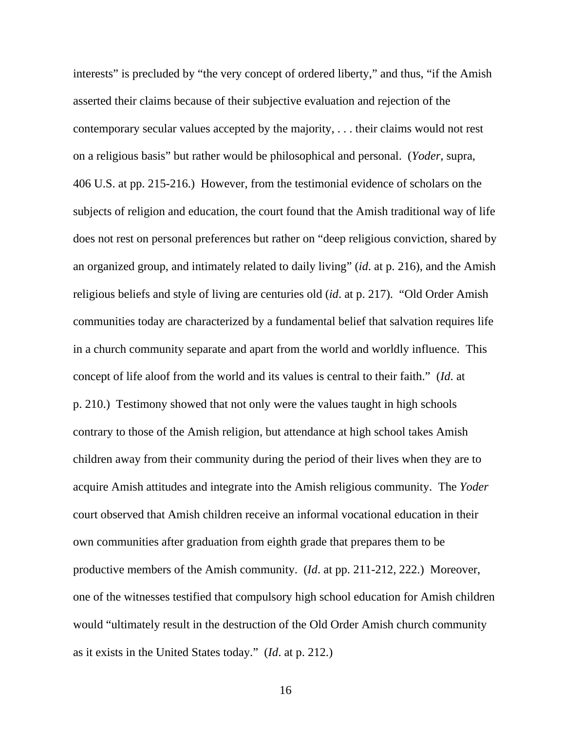interests" is precluded by "the very concept of ordered liberty," and thus, "if the Amish asserted their claims because of their subjective evaluation and rejection of the contemporary secular values accepted by the majority, . . . their claims would not rest on a religious basis" but rather would be philosophical and personal. (*Yoder*, supra, 406 U.S. at pp. 215-216.) However, from the testimonial evidence of scholars on the subjects of religion and education, the court found that the Amish traditional way of life does not rest on personal preferences but rather on "deep religious conviction, shared by an organized group, and intimately related to daily living" (*id*. at p. 216), and the Amish religious beliefs and style of living are centuries old (*id*. at p. 217). "Old Order Amish communities today are characterized by a fundamental belief that salvation requires life in a church community separate and apart from the world and worldly influence. This concept of life aloof from the world and its values is central to their faith." (*Id*. at p. 210.) Testimony showed that not only were the values taught in high schools contrary to those of the Amish religion, but attendance at high school takes Amish children away from their community during the period of their lives when they are to acquire Amish attitudes and integrate into the Amish religious community. The *Yoder* court observed that Amish children receive an informal vocational education in their own communities after graduation from eighth grade that prepares them to be productive members of the Amish community. (*Id*. at pp. 211-212, 222.) Moreover, one of the witnesses testified that compulsory high school education for Amish children would "ultimately result in the destruction of the Old Order Amish church community as it exists in the United States today." (*Id*. at p. 212.)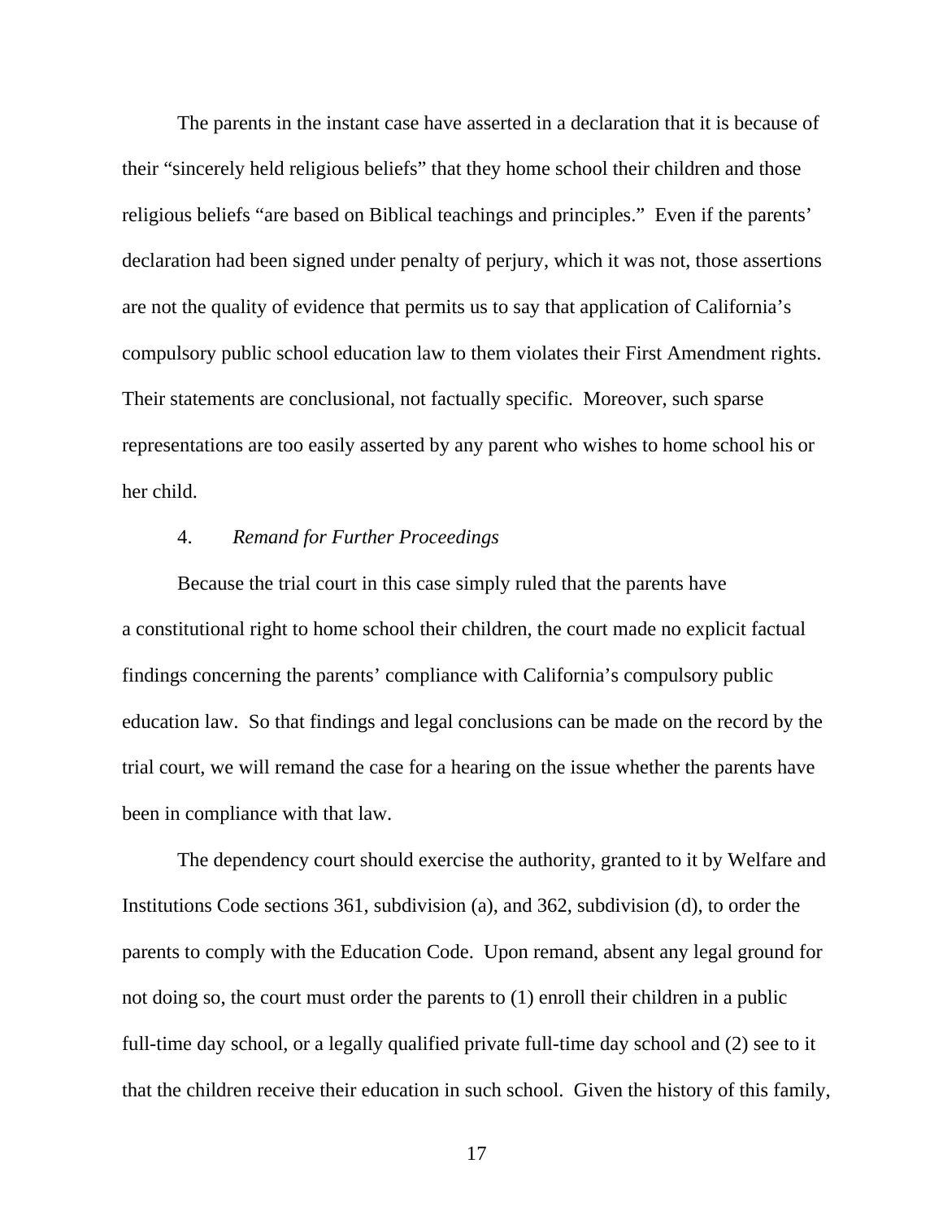The parents in the instant case have asserted in a declaration that it is because of their "sincerely held religious beliefs" that they home school their children and those religious beliefs "are based on Biblical teachings and principles." Even if the parents' declaration had been signed under penalty of perjury, which it was not, those assertions are not the quality of evidence that permits us to say that application of California's compulsory public school education law to them violates their First Amendment rights. Their statements are conclusional, not factually specific. Moreover, such sparse representations are too easily asserted by any parent who wishes to home school his or her child.

4. *Remand for Further Proceedings*

Because the trial court in this case simply ruled that the parents have a constitutional right to home school their children, the court made no explicit factual findings concerning the parents' compliance with California's compulsory public education law. So that findings and legal conclusions can be made on the record by the trial court, we will remand the case for a hearing on the issue whether the parents have been in compliance with that law.

The dependency court should exercise the authority, granted to it by Welfare and Institutions Code sections 361, subdivision (a), and 362, subdivision (d), to order the parents to comply with the Education Code. Upon remand, absent any legal ground for not doing so, the court must order the parents to (1) enroll their children in a public full-time day school, or a legally qualified private full-time day school and (2) see to it that the children receive their education in such school. Given the history of this family,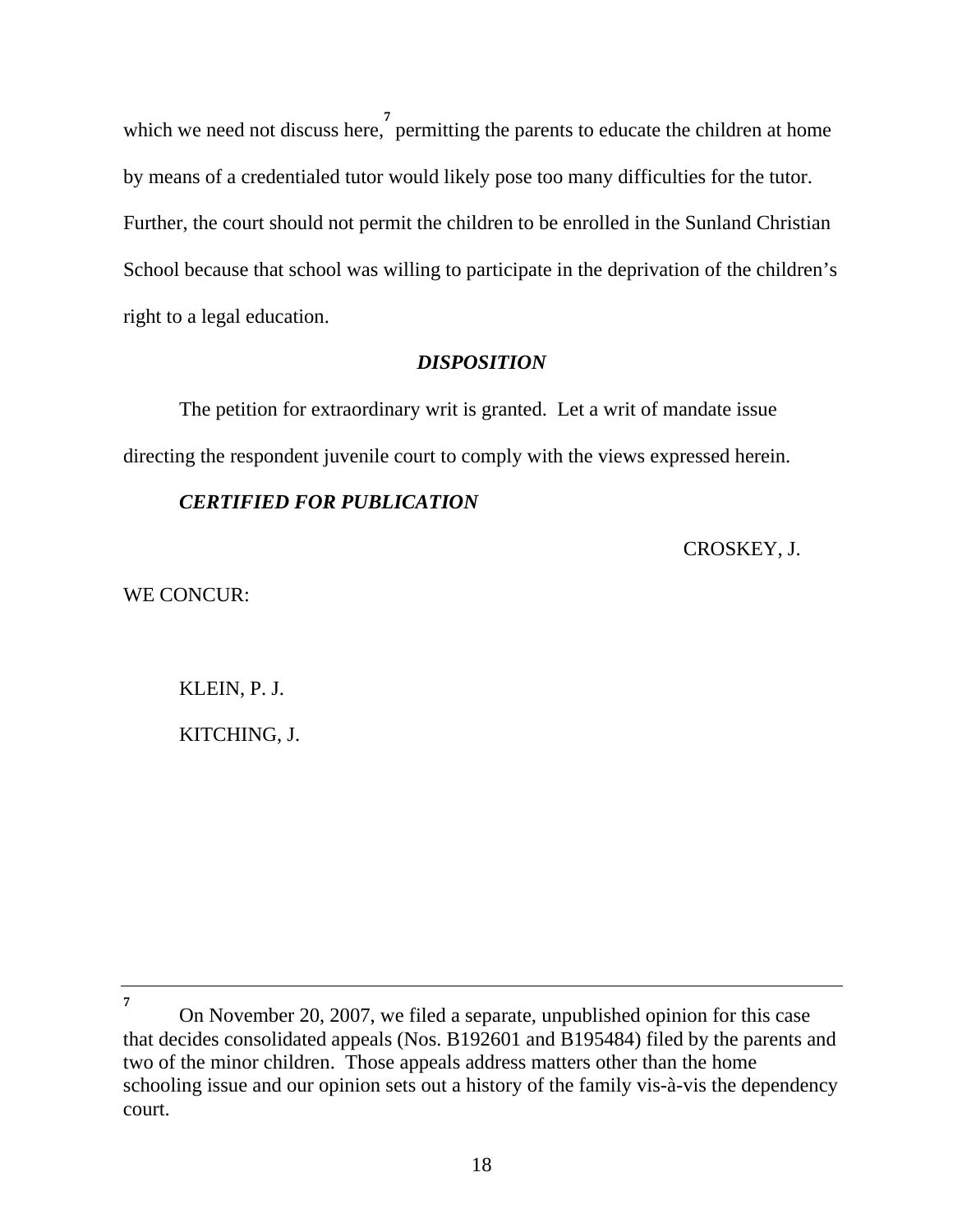which we need not discuss here,[7] permitting the parents to educate the children at home by means of a credentialed tutor would likely pose too many difficulties for the tutor. Further, the court should not permit the children to be enrolled in the Sunland Christian School because that school was willing to participate in the deprivation of the children's right to a legal education.

***DISPOSITION***

The petition for extraordinary writ is granted. Let a writ of mandate issue directing the respondent juvenile court to comply with the views expressed herein.

***CERTIFIED FOR PUBLICATION***

CROSKEY, J.

WE CONCUR:

KLEIN, P. J.

KITCHING, J.

---

[7] On November 20, 2007, we filed a separate, unpublished opinion for this case that decides consolidated appeals (Nos. B192601 and B195484) filed by the parents and two of the minor children. Those appeals address matters other than the home schooling issue and our opinion sets out a history of the family vis-à-vis the dependency court.